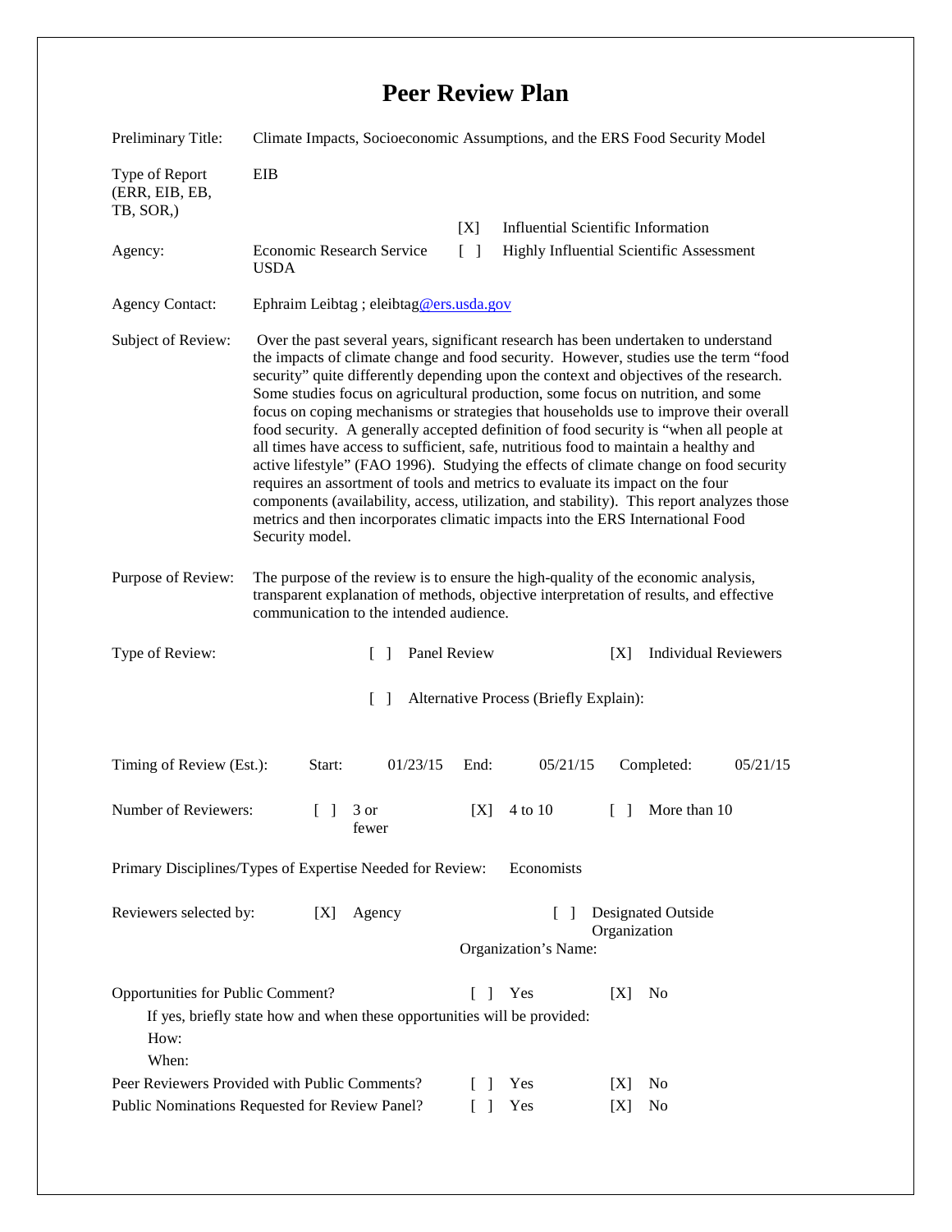# Peer Review Plan

| | |
|---|---|
| Preliminary Title: | Climate Impacts, Socioeconomic Assumptions, and the ERS Food Security Model |
| Type of Report (ERR, EIB, EB, TB, SOR,) | EIB |
| Agency: | Economic Research Service USDA |
| | [X] Influential Scientific Information |
| | [ ] Highly Influential Scientific Assessment |
| Agency Contact: | Ephraim Leibtag ; eleibtag@ers.usda.gov |

**Subject of Review:** Over the past several years, significant research has been undertaken to understand the impacts of climate change and food security. However, studies use the term "food security" quite differently depending upon the context and objectives of the research. Some studies focus on agricultural production, some focus on nutrition, and some focus on coping mechanisms or strategies that households use to improve their overall food security. A generally accepted definition of food security is "when all people at all times have access to sufficient, safe, nutritious food to maintain a healthy and active lifestyle" (FAO 1996). Studying the effects of climate change on food security requires an assortment of tools and metrics to evaluate its impact on the four components (availability, access, utilization, and stability). This report analyzes those metrics and then incorporates climatic impacts into the ERS International Food Security model.

**Purpose of Review:** The purpose of the review is to ensure the high-quality of the economic analysis, transparent explanation of methods, objective interpretation of results, and effective communication to the intended audience.

**Type of Review:** [ ] Panel Review [X] Individual Reviewers

[ ] Alternative Process (Briefly Explain):

**Timing of Review (Est.):** Start: 01/23/15 End: 05/21/15 Completed: 05/21/15

**Number of Reviewers:** [ ] 3 or fewer [X] 4 to 10 [ ] More than 10

**Primary Disciplines/Types of Expertise Needed for Review:** Economists

**Reviewers selected by:** [X] Agency [ ] Designated Outside Organization

Organization's Name:

**Opportunities for Public Comment?** [ ] Yes [X] No

If yes, briefly state how and when these opportunities will be provided:

How:

When:

**Peer Reviewers Provided with Public Comments?** [ ] Yes [X] No

**Public Nominations Requested for Review Panel?** [ ] Yes [X] No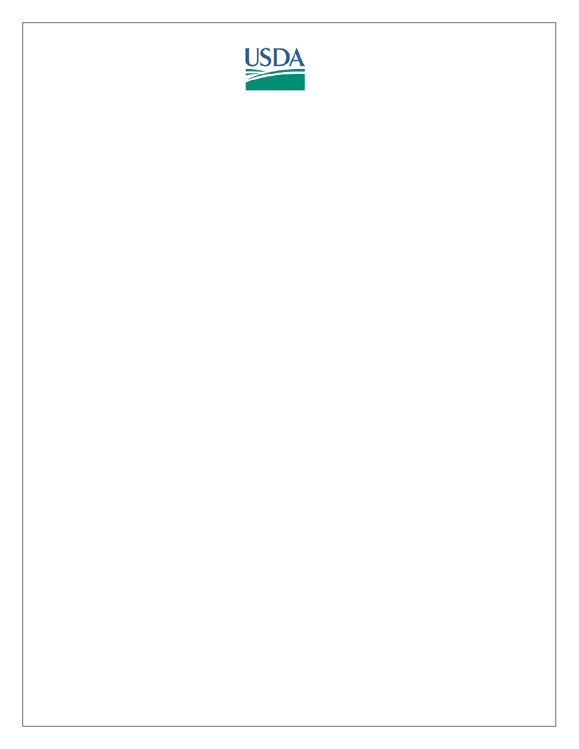USDA